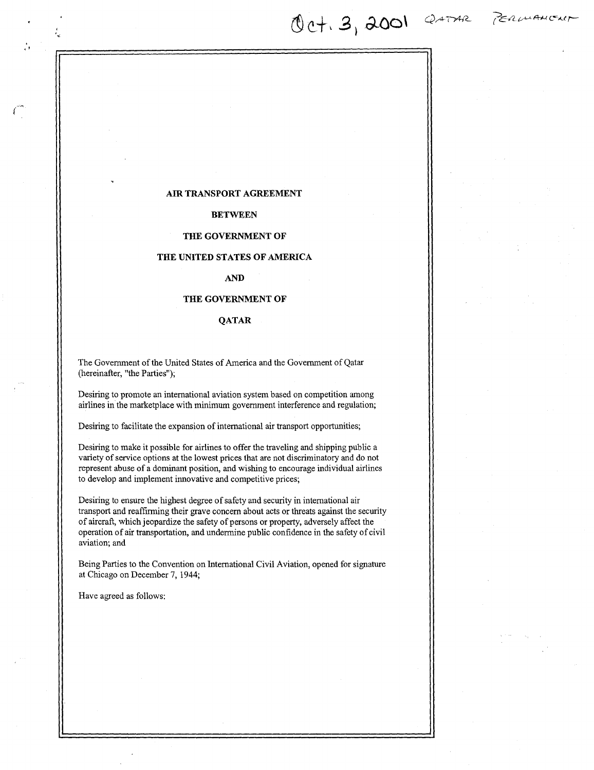Oct. 3, 2001 QATAR PERMANENT

# AIR TRANSPORT AGREEMENT

# BETWEEN

# THE GOVERNMENT OF

# THE UNITED STATES OF AMERICA

# AND

# THE GOVERNMENT OF

# QATAR

The Government of the United States of America and the Government of Qatar (hereinafter, "the Parties");

Desiring to promote an international aviation system based on competition among airlines in the marketplace with minimum government interference and regulation;

Desiring to facilitate the expansion of international air transport opportunities;

Desiring to make it possible for airlines to offer the traveling and shipping public a variety of service options at the lowest prices that are not discriminatory and do not represent abuse of a dominant position, and wishing to encourage individual airlines to develop and implement innovative and competitive prices;

Desiring to ensure the highest degree of safety and security in international air transport and reaffirming their grave concern about acts or threats against the security of aircraft, which jeopardize the safety of persons or property, adversely affect the operation of air transportation, and undermine public confidence in the safety of civil aviation; and

Being Parties to the Convention on International Civil Aviation, opened for signature at Chicago on December 7, 1944;

Have agreed as follows: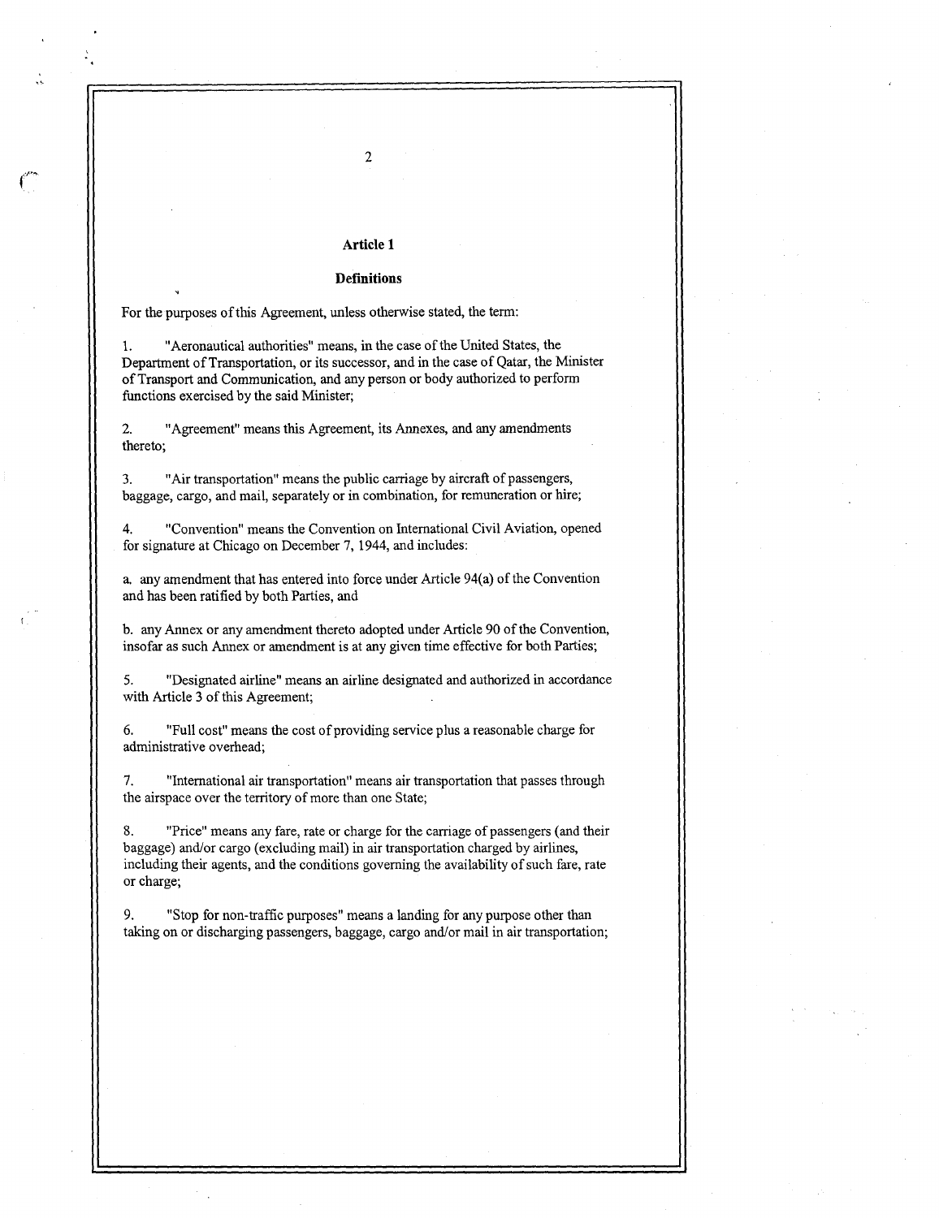## Article 1

### Definitions

For the purposes of this Agreement, unless otherwise stated, the term:

1. "Aeronautical authorities" means, in the case of the United States, the Department of Transportation, or its successor, and in the case of Qatar, the Minister of Transport and Communication, and any person or body authorized to perform functions exercised by the said Minister;

2. "Agreement" means this Agreement, its Annexes, and any amendments thereto;

3. "Air transportation" means the public carriage by aircraft of passengers, baggage, cargo, and mail, separately or in combination, for remuneration or hire;

4. "Convention" means the Convention on International Civil Aviation, opened for signature at Chicago on December 7, 1944, and includes:

a. any amendment that has entered into force under Article 94(a) of the Convention and has been ratified by both Parties, and

b. any Annex or any amendment thereto adopted under Article 90 of the Convention, insofar as such Annex or amendment is at any given time effective for both Parties;

5. "Designated airline" means an airline designated and authorized in accordance with Article 3 of this Agreement;

6. "Full cost" means the cost of providing service plus a reasonable charge for administrative overhead;

7. "International air transportation" means air transportation that passes through the airspace over the territory of more than one State;

8. "Price" means any fare, rate or charge for the carriage of passengers (and their baggage) and/or cargo (excluding mail) in air transportation charged by airlines, including their agents, and the conditions governing the availability of such fare, rate or charge;

9. "Stop for non-traffic purposes" means a landing for any purpose other than taking on or discharging passengers, baggage, cargo and/or mail in air transportation;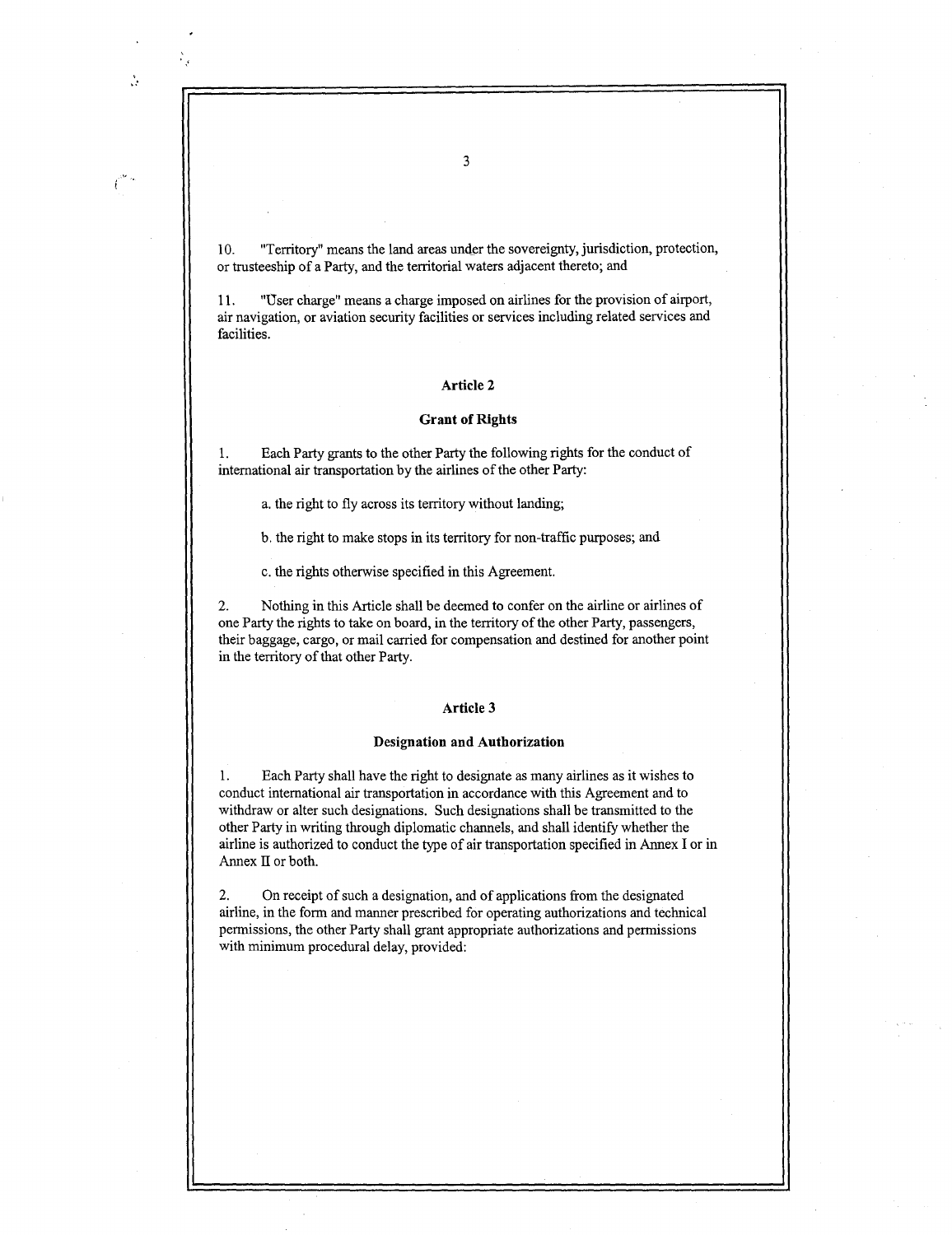10. "Territory" means the land areas under the sovereignty, jurisdiction, protection, or trusteeship of a Party, and the territorial waters adjacent thereto; and

11. "User charge" means a charge imposed on airlines for the provision of airport, air navigation, or aviation security facilities or services including related services and facilities.

## Article 2

### Grant of Rights

1. Each Party grants to the other Party the following rights for the conduct of international air transportation by the airlines of the other Party:

    a. the right to fly across its territory without landing;

    b. the right to make stops in its territory for non-traffic purposes; and

    c. the rights otherwise specified in this Agreement.

2. Nothing in this Article shall be deemed to confer on the airline or airlines of one Party the rights to take on board, in the territory of the other Party, passengers, their baggage, cargo, or mail carried for compensation and destined for another point in the territory of that other Party.

## Article 3

### Designation and Authorization

1. Each Party shall have the right to designate as many airlines as it wishes to conduct international air transportation in accordance with this Agreement and to withdraw or alter such designations. Such designations shall be transmitted to the other Party in writing through diplomatic channels, and shall identify whether the airline is authorized to conduct the type of air transportation specified in Annex I or in Annex II or both.

2. On receipt of such a designation, and of applications from the designated airline, in the form and manner prescribed for operating authorizations and technical permissions, the other Party shall grant appropriate authorizations and permissions with minimum procedural delay, provided: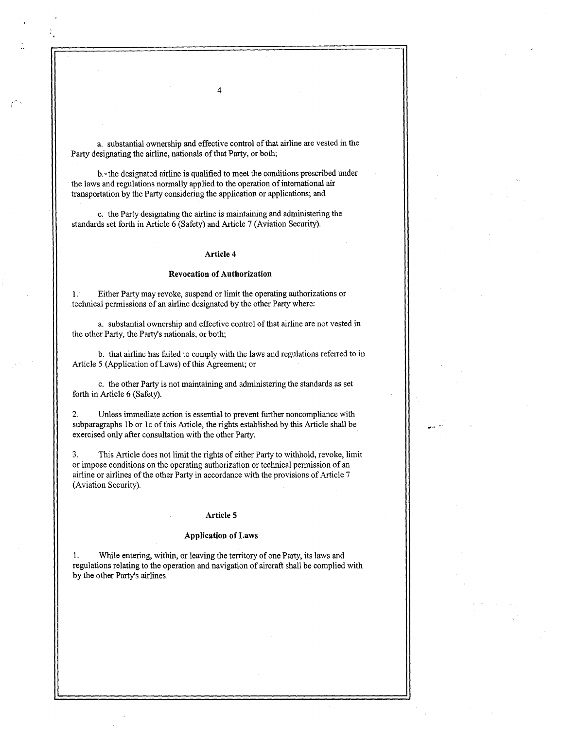a. substantial ownership and effective control of that airline are vested in the Party designating the airline, nationals of that Party, or both;

b. the designated airline is qualified to meet the conditions prescribed under the laws and regulations normally applied to the operation of international air transportation by the Party considering the application or applications; and

c. the Party designating the airline is maintaining and administering the standards set forth in Article 6 (Safety) and Article 7 (Aviation Security).

## Article 4

## Revocation of Authorization

1. Either Party may revoke, suspend or limit the operating authorizations or technical permissions of an airline designated by the other Party where:

a. substantial ownership and effective control of that airline are not vested in the other Party, the Party's nationals, or both;

b. that airline has failed to comply with the laws and regulations referred to in Article 5 (Application of Laws) of this Agreement; or

c. the other Party is not maintaining and administering the standards as set forth in Article 6 (Safety).

2. Unless immediate action is essential to prevent further noncompliance with subparagraphs 1b or 1c of this Article, the rights established by this Article shall be exercised only after consultation with the other Party.

3. This Article does not limit the rights of either Party to withhold, revoke, limit or impose conditions on the operating authorization or technical permission of an airline or airlines of the other Party in accordance with the provisions of Article 7 (Aviation Security).

## Article 5

## Application of Laws

1. While entering, within, or leaving the territory of one Party, its laws and regulations relating to the operation and navigation of aircraft shall be complied with by the other Party's airlines.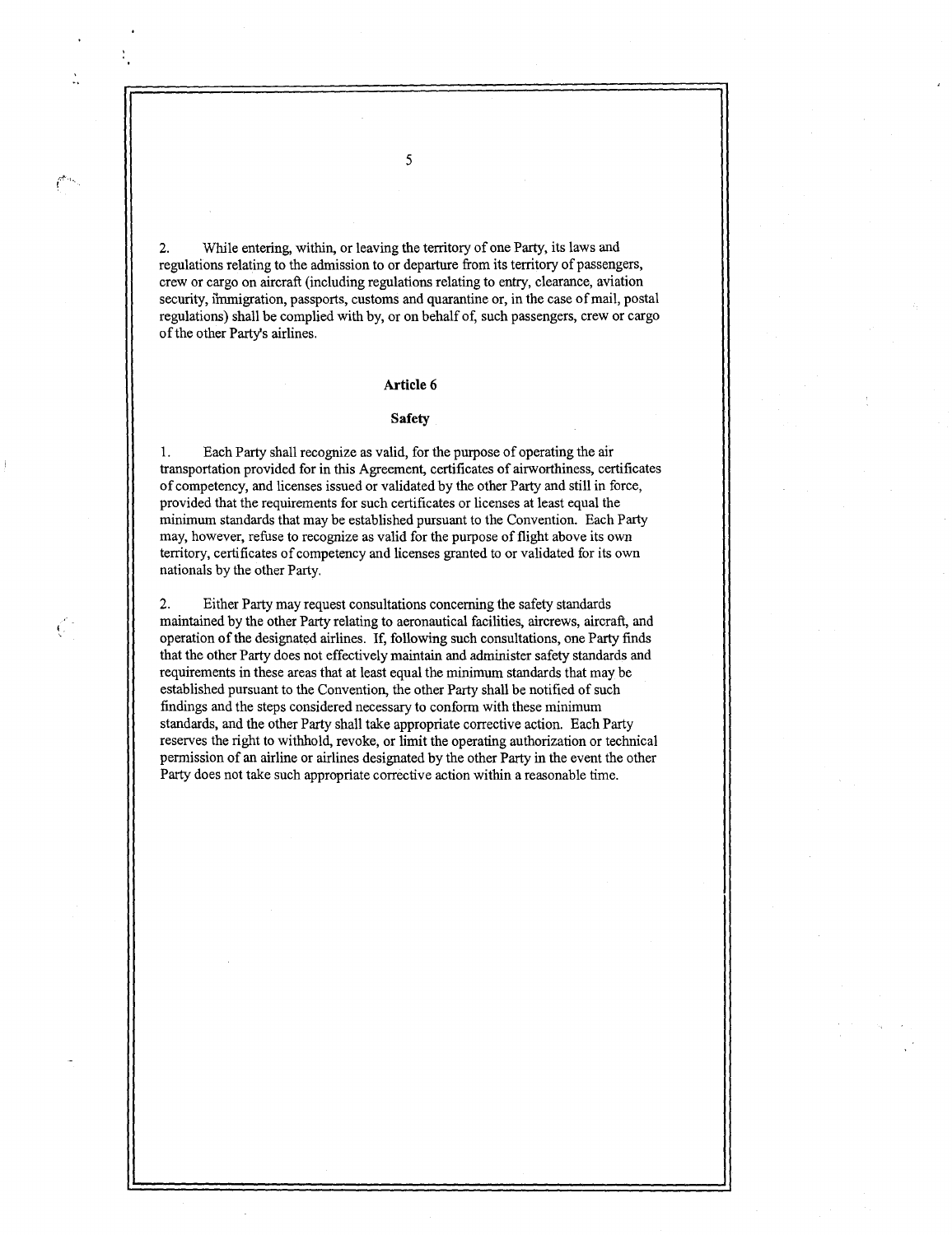2. While entering, within, or leaving the territory of one Party, its laws and regulations relating to the admission to or departure from its territory of passengers, crew or cargo on aircraft (including regulations relating to entry, clearance, aviation security, immigration, passports, customs and quarantine or, in the case of mail, postal regulations) shall be complied with by, or on behalf of, such passengers, crew or cargo of the other Party's airlines.

## Article 6

### Safety

1. Each Party shall recognize as valid, for the purpose of operating the air transportation provided for in this Agreement, certificates of airworthiness, certificates of competency, and licenses issued or validated by the other Party and still in force, provided that the requirements for such certificates or licenses at least equal the minimum standards that may be established pursuant to the Convention. Each Party may, however, refuse to recognize as valid for the purpose of flight above its own territory, certificates of competency and licenses granted to or validated for its own nationals by the other Party.

2. Either Party may request consultations concerning the safety standards maintained by the other Party relating to aeronautical facilities, aircrews, aircraft, and operation of the designated airlines. If, following such consultations, one Party finds that the other Party does not effectively maintain and administer safety standards and requirements in these areas that at least equal the minimum standards that may be established pursuant to the Convention, the other Party shall be notified of such findings and the steps considered necessary to conform with these minimum standards, and the other Party shall take appropriate corrective action. Each Party reserves the right to withhold, revoke, or limit the operating authorization or technical permission of an airline or airlines designated by the other Party in the event the other Party does not take such appropriate corrective action within a reasonable time.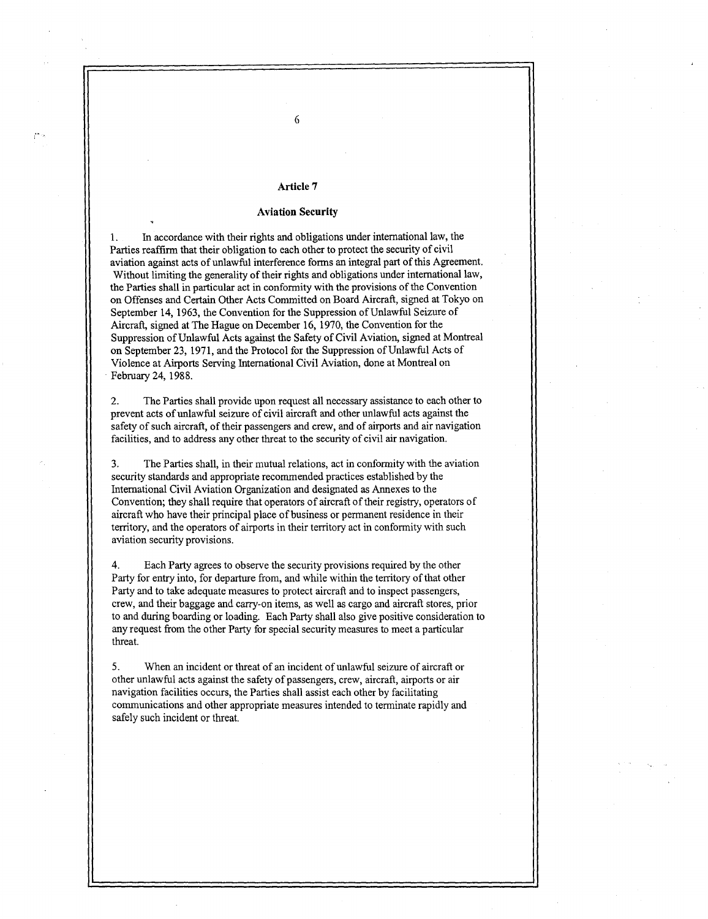## Article 7

### Aviation Security

1. In accordance with their rights and obligations under international law, the Parties reaffirm that their obligation to each other to protect the security of civil aviation against acts of unlawful interference forms an integral part of this Agreement. Without limiting the generality of their rights and obligations under international law, the Parties shall in particular act in conformity with the provisions of the Convention on Offenses and Certain Other Acts Committed on Board Aircraft, signed at Tokyo on September 14, 1963, the Convention for the Suppression of Unlawful Seizure of Aircraft, signed at The Hague on December 16, 1970, the Convention for the Suppression of Unlawful Acts against the Safety of Civil Aviation, signed at Montreal on September 23, 1971, and the Protocol for the Suppression of Unlawful Acts of Violence at Airports Serving International Civil Aviation, done at Montreal on February 24, 1988.

2. The Parties shall provide upon request all necessary assistance to each other to prevent acts of unlawful seizure of civil aircraft and other unlawful acts against the safety of such aircraft, of their passengers and crew, and of airports and air navigation facilities, and to address any other threat to the security of civil air navigation.

3. The Parties shall, in their mutual relations, act in conformity with the aviation security standards and appropriate recommended practices established by the International Civil Aviation Organization and designated as Annexes to the Convention; they shall require that operators of aircraft of their registry, operators of aircraft who have their principal place of business or permanent residence in their territory, and the operators of airports in their territory act in conformity with such aviation security provisions.

4. Each Party agrees to observe the security provisions required by the other Party for entry into, for departure from, and while within the territory of that other Party and to take adequate measures to protect aircraft and to inspect passengers, crew, and their baggage and carry-on items, as well as cargo and aircraft stores, prior to and during boarding or loading. Each Party shall also give positive consideration to any request from the other Party for special security measures to meet a particular threat.

5. When an incident or threat of an incident of unlawful seizure of aircraft or other unlawful acts against the safety of passengers, crew, aircraft, airports or air navigation facilities occurs, the Parties shall assist each other by facilitating communications and other appropriate measures intended to terminate rapidly and safely such incident or threat.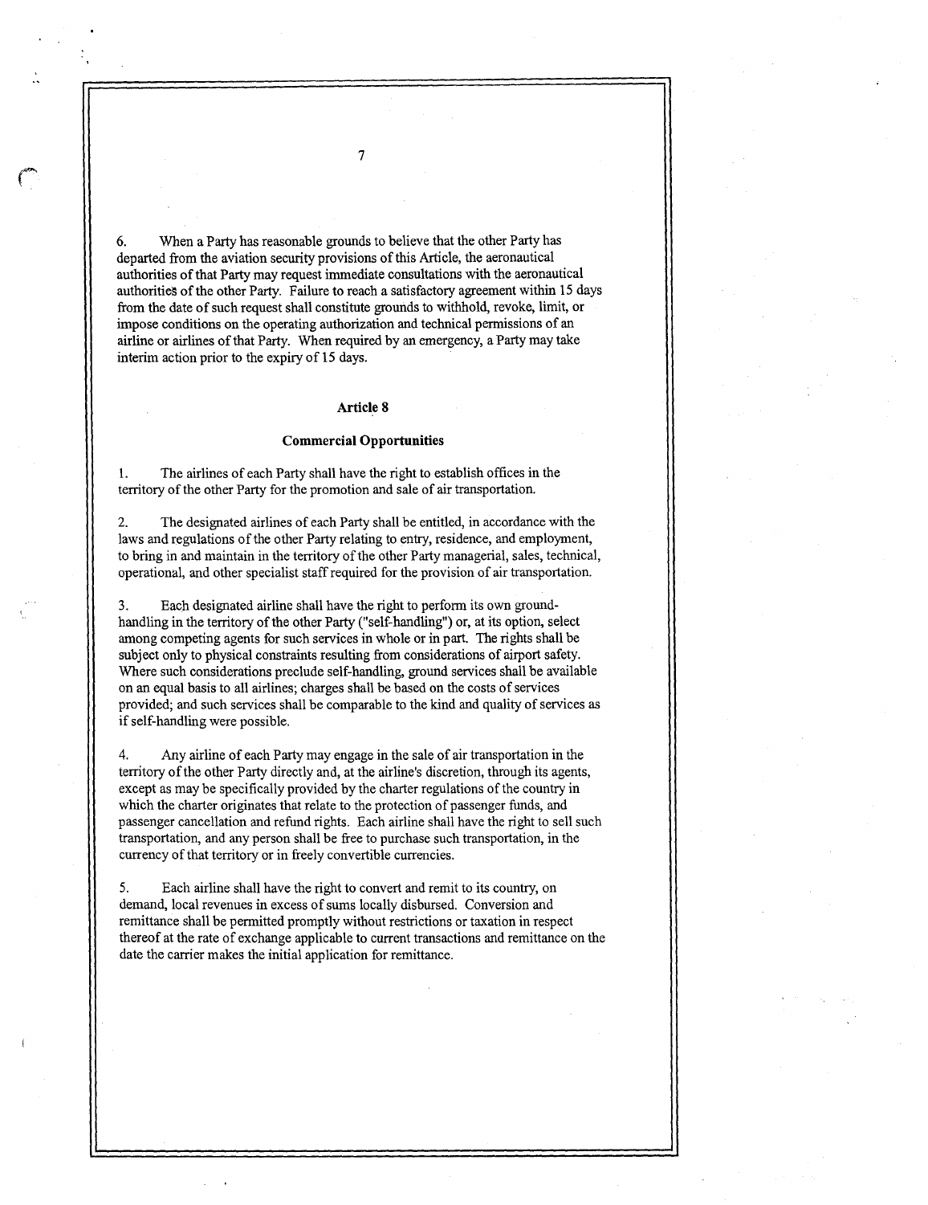6. When a Party has reasonable grounds to believe that the other Party has departed from the aviation security provisions of this Article, the aeronautical authorities of that Party may request immediate consultations with the aeronautical authorities of the other Party. Failure to reach a satisfactory agreement within 15 days from the date of such request shall constitute grounds to withhold, revoke, limit, or impose conditions on the operating authorization and technical permissions of an airline or airlines of that Party. When required by an emergency, a Party may take interim action prior to the expiry of 15 days.

## Article 8

### Commercial Opportunities

1. The airlines of each Party shall have the right to establish offices in the territory of the other Party for the promotion and sale of air transportation.

2. The designated airlines of each Party shall be entitled, in accordance with the laws and regulations of the other Party relating to entry, residence, and employment, to bring in and maintain in the territory of the other Party managerial, sales, technical, operational, and other specialist staff required for the provision of air transportation.

3. Each designated airline shall have the right to perform its own ground-handling in the territory of the other Party ("self-handling") or, at its option, select among competing agents for such services in whole or in part. The rights shall be subject only to physical constraints resulting from considerations of airport safety. Where such considerations preclude self-handling, ground services shall be available on an equal basis to all airlines; charges shall be based on the costs of services provided; and such services shall be comparable to the kind and quality of services as if self-handling were possible.

4. Any airline of each Party may engage in the sale of air transportation in the territory of the other Party directly and, at the airline's discretion, through its agents, except as may be specifically provided by the charter regulations of the country in which the charter originates that relate to the protection of passenger funds, and passenger cancellation and refund rights. Each airline shall have the right to sell such transportation, and any person shall be free to purchase such transportation, in the currency of that territory or in freely convertible currencies.

5. Each airline shall have the right to convert and remit to its country, on demand, local revenues in excess of sums locally disbursed. Conversion and remittance shall be permitted promptly without restrictions or taxation in respect thereof at the rate of exchange applicable to current transactions and remittance on the date the carrier makes the initial application for remittance.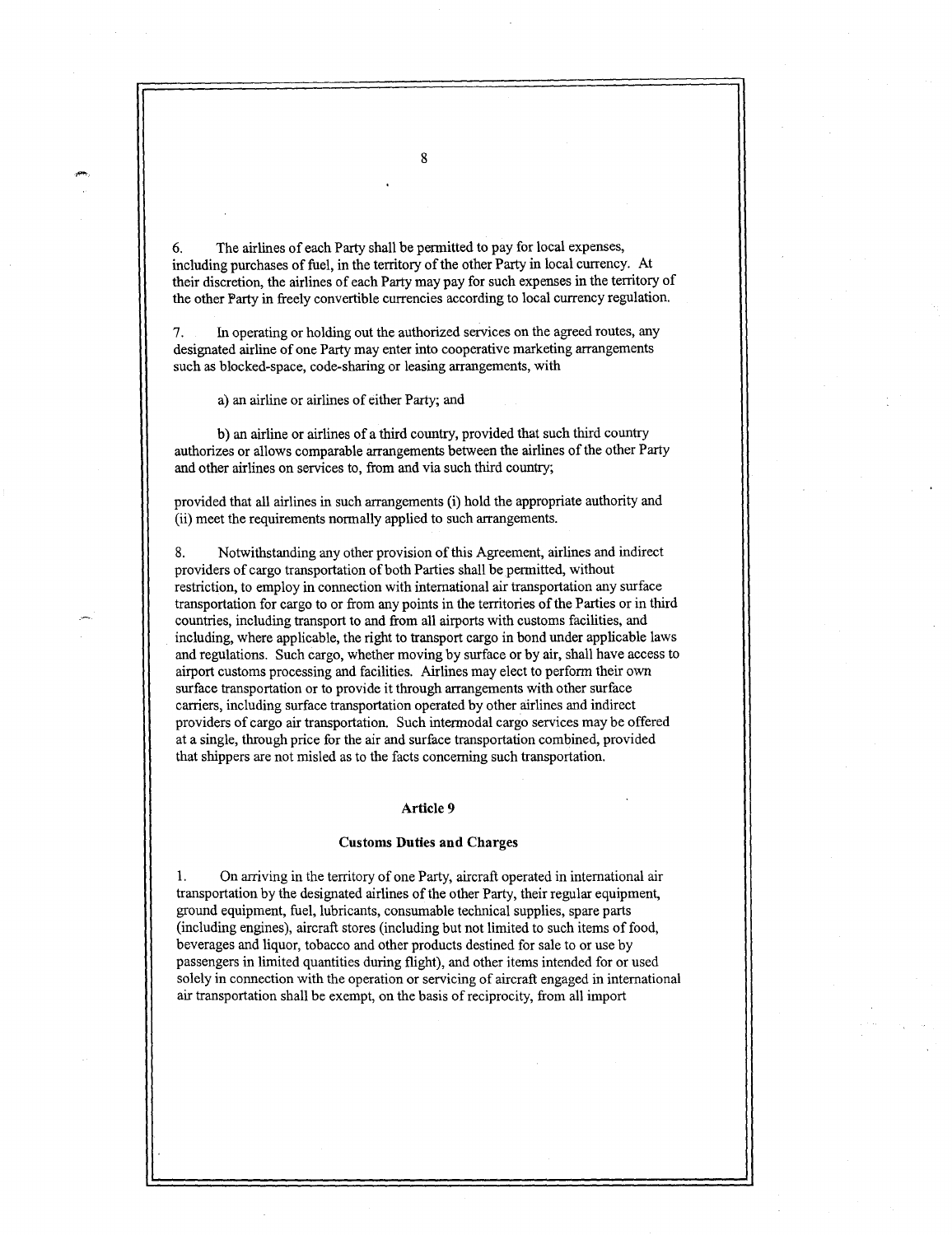6. The airlines of each Party shall be permitted to pay for local expenses, including purchases of fuel, in the territory of the other Party in local currency. At their discretion, the airlines of each Party may pay for such expenses in the territory of the other Party in freely convertible currencies according to local currency regulation.

7. In operating or holding out the authorized services on the agreed routes, any designated airline of one Party may enter into cooperative marketing arrangements such as blocked-space, code-sharing or leasing arrangements, with

a) an airline or airlines of either Party; and

b) an airline or airlines of a third country, provided that such third country authorizes or allows comparable arrangements between the airlines of the other Party and other airlines on services to, from and via such third country;

provided that all airlines in such arrangements (i) hold the appropriate authority and (ii) meet the requirements normally applied to such arrangements.

8. Notwithstanding any other provision of this Agreement, airlines and indirect providers of cargo transportation of both Parties shall be permitted, without restriction, to employ in connection with international air transportation any surface transportation for cargo to or from any points in the territories of the Parties or in third countries, including transport to and from all airports with customs facilities, and including, where applicable, the right to transport cargo in bond under applicable laws and regulations. Such cargo, whether moving by surface or by air, shall have access to airport customs processing and facilities. Airlines may elect to perform their own surface transportation or to provide it through arrangements with other surface carriers, including surface transportation operated by other airlines and indirect providers of cargo air transportation. Such intermodal cargo services may be offered at a single, through price for the air and surface transportation combined, provided that shippers are not misled as to the facts concerning such transportation.

## Article 9

### Customs Duties and Charges

1. On arriving in the territory of one Party, aircraft operated in international air transportation by the designated airlines of the other Party, their regular equipment, ground equipment, fuel, lubricants, consumable technical supplies, spare parts (including engines), aircraft stores (including but not limited to such items of food, beverages and liquor, tobacco and other products destined for sale to or use by passengers in limited quantities during flight), and other items intended for or used solely in connection with the operation or servicing of aircraft engaged in international air transportation shall be exempt, on the basis of reciprocity, from all import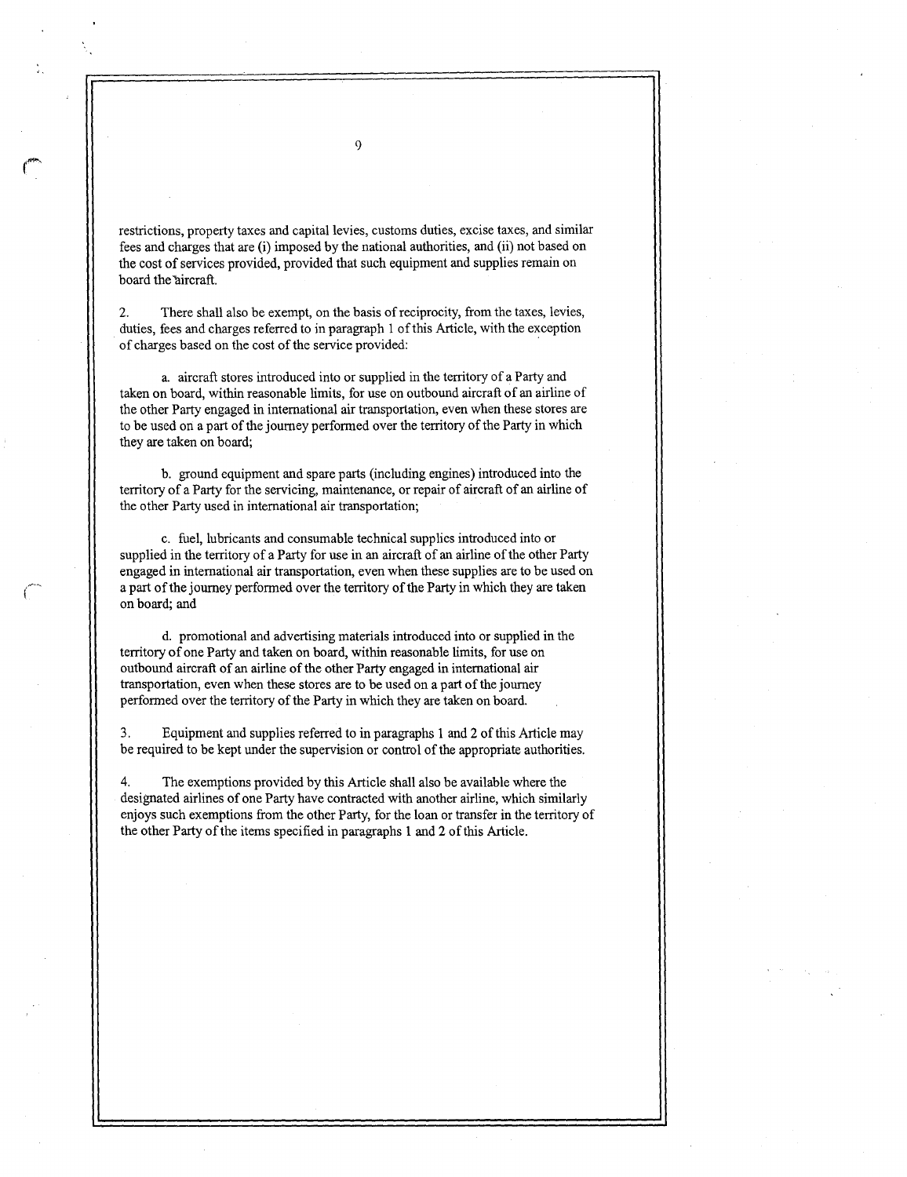restrictions, property taxes and capital levies, customs duties, excise taxes, and similar fees and charges that are (i) imposed by the national authorities, and (ii) not based on the cost of services provided, provided that such equipment and supplies remain on board the aircraft.

2. There shall also be exempt, on the basis of reciprocity, from the taxes, levies, duties, fees and charges referred to in paragraph 1 of this Article, with the exception of charges based on the cost of the service provided:

a. aircraft stores introduced into or supplied in the territory of a Party and taken on board, within reasonable limits, for use on outbound aircraft of an airline of the other Party engaged in international air transportation, even when these stores are to be used on a part of the journey performed over the territory of the Party in which they are taken on board;

b. ground equipment and spare parts (including engines) introduced into the territory of a Party for the servicing, maintenance, or repair of aircraft of an airline of the other Party used in international air transportation;

c. fuel, lubricants and consumable technical supplies introduced into or supplied in the territory of a Party for use in an aircraft of an airline of the other Party engaged in international air transportation, even when these supplies are to be used on a part of the journey performed over the territory of the Party in which they are taken on board; and

d. promotional and advertising materials introduced into or supplied in the territory of one Party and taken on board, within reasonable limits, for use on outbound aircraft of an airline of the other Party engaged in international air transportation, even when these stores are to be used on a part of the journey performed over the territory of the Party in which they are taken on board.

3. Equipment and supplies referred to in paragraphs 1 and 2 of this Article may be required to be kept under the supervision or control of the appropriate authorities.

4. The exemptions provided by this Article shall also be available where the designated airlines of one Party have contracted with another airline, which similarly enjoys such exemptions from the other Party, for the loan or transfer in the territory of the other Party of the items specified in paragraphs 1 and 2 of this Article.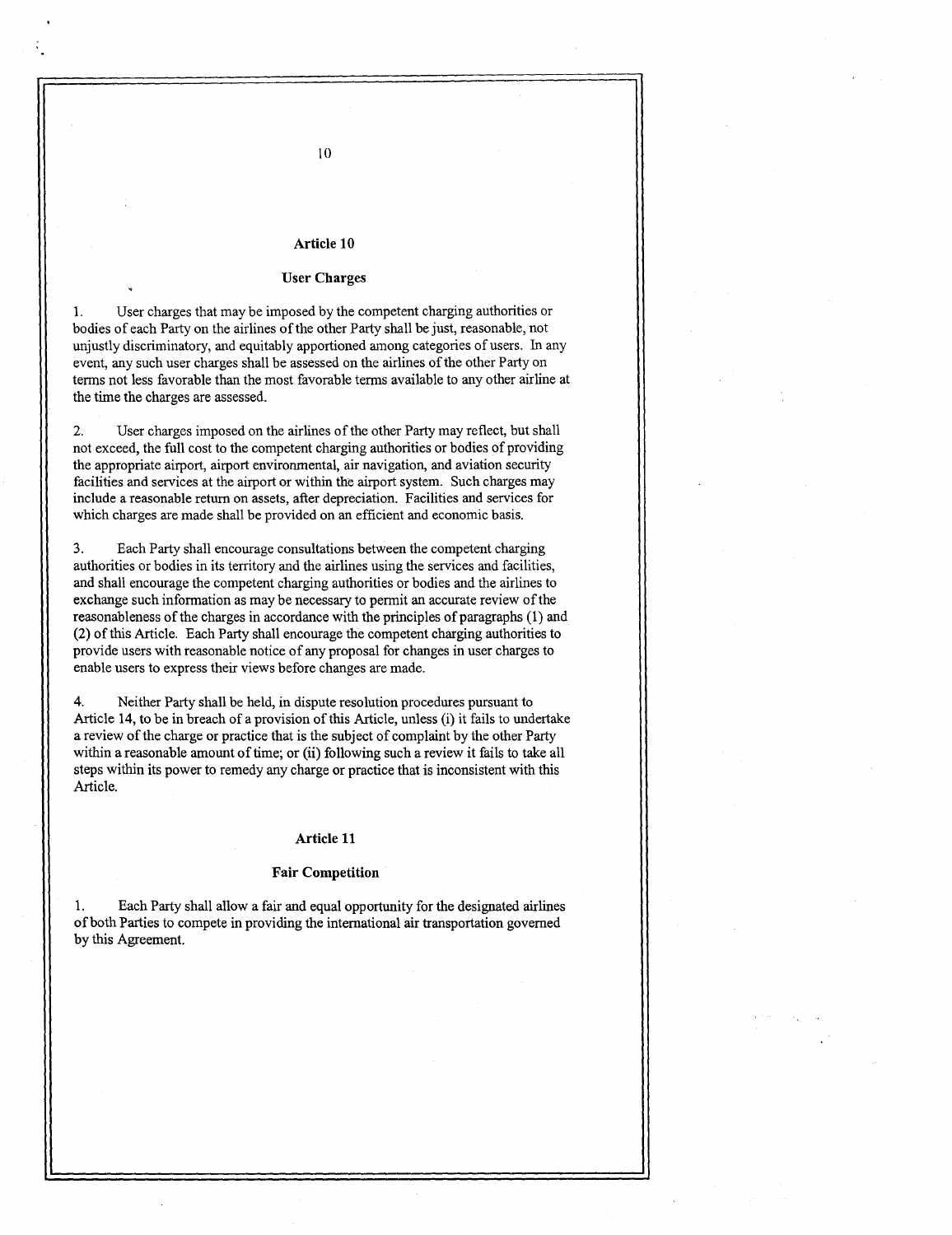## Article 10

### User Charges

1. User charges that may be imposed by the competent charging authorities or bodies of each Party on the airlines of the other Party shall be just, reasonable, not unjustly discriminatory, and equitably apportioned among categories of users. In any event, any such user charges shall be assessed on the airlines of the other Party on terms not less favorable than the most favorable terms available to any other airline at the time the charges are assessed.

2. User charges imposed on the airlines of the other Party may reflect, but shall not exceed, the full cost to the competent charging authorities or bodies of providing the appropriate airport, airport environmental, air navigation, and aviation security facilities and services at the airport or within the airport system. Such charges may include a reasonable return on assets, after depreciation. Facilities and services for which charges are made shall be provided on an efficient and economic basis.

3. Each Party shall encourage consultations between the competent charging authorities or bodies in its territory and the airlines using the services and facilities, and shall encourage the competent charging authorities or bodies and the airlines to exchange such information as may be necessary to permit an accurate review of the reasonableness of the charges in accordance with the principles of paragraphs (1) and (2) of this Article. Each Party shall encourage the competent charging authorities to provide users with reasonable notice of any proposal for changes in user charges to enable users to express their views before changes are made.

4. Neither Party shall be held, in dispute resolution procedures pursuant to Article 14, to be in breach of a provision of this Article, unless (i) it fails to undertake a review of the charge or practice that is the subject of complaint by the other Party within a reasonable amount of time; or (ii) following such a review it fails to take all steps within its power to remedy any charge or practice that is inconsistent with this Article.

## Article 11

### Fair Competition

1. Each Party shall allow a fair and equal opportunity for the designated airlines of both Parties to compete in providing the international air transportation governed by this Agreement.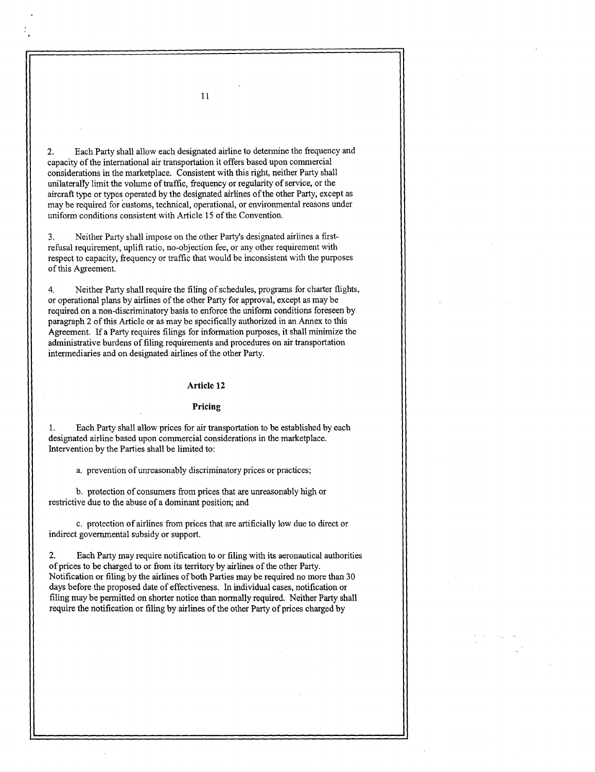2. Each Party shall allow each designated airline to determine the frequency and capacity of the international air transportation it offers based upon commercial considerations in the marketplace. Consistent with this right, neither Party shall unilaterally limit the volume of traffic, frequency or regularity of service, or the aircraft type or types operated by the designated airlines of the other Party, except as may be required for customs, technical, operational, or environmental reasons under uniform conditions consistent with Article 15 of the Convention.

3. Neither Party shall impose on the other Party's designated airlines a first-refusal requirement, uplift ratio, no-objection fee, or any other requirement with respect to capacity, frequency or traffic that would be inconsistent with the purposes of this Agreement.

4. Neither Party shall require the filing of schedules, programs for charter flights, or operational plans by airlines of the other Party for approval, except as may be required on a non-discriminatory basis to enforce the uniform conditions foreseen by paragraph 2 of this Article or as may be specifically authorized in an Annex to this Agreement. If a Party requires filings for information purposes, it shall minimize the administrative burdens of filing requirements and procedures on air transportation intermediaries and on designated airlines of the other Party.

## Article 12

## Pricing

1. Each Party shall allow prices for air transportation to be established by each designated airline based upon commercial considerations in the marketplace. Intervention by the Parties shall be limited to:

a. prevention of unreasonably discriminatory prices or practices;

b. protection of consumers from prices that are unreasonably high or restrictive due to the abuse of a dominant position; and

c. protection of airlines from prices that are artificially low due to direct or indirect governmental subsidy or support.

2. Each Party may require notification to or filing with its aeronautical authorities of prices to be charged to or from its territory by airlines of the other Party. Notification or filing by the airlines of both Parties may be required no more than 30 days before the proposed date of effectiveness. In individual cases, notification or filing may be permitted on shorter notice than normally required. Neither Party shall require the notification or filing by airlines of the other Party of prices charged by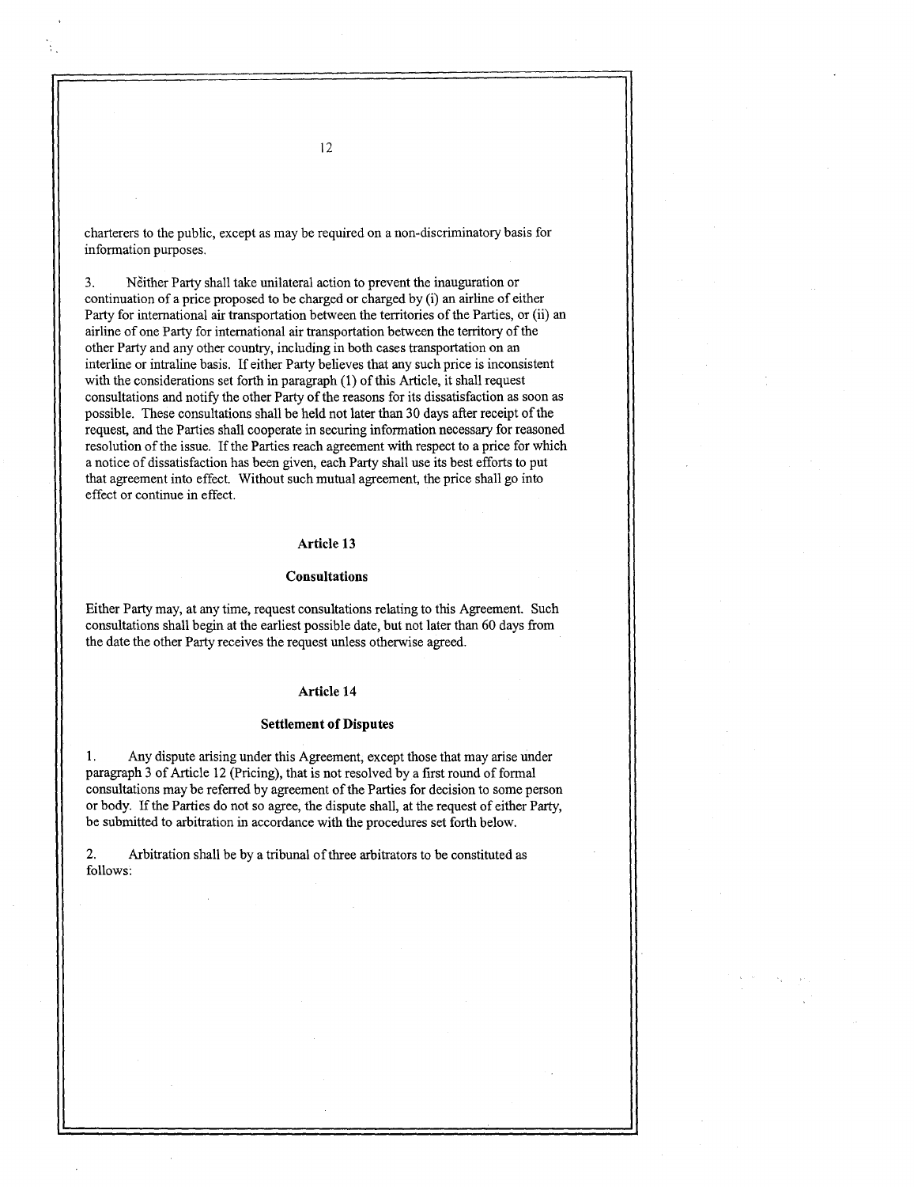charterers to the public, except as may be required on a non-discriminatory basis for information purposes.

3. Neither Party shall take unilateral action to prevent the inauguration or continuation of a price proposed to be charged or charged by (i) an airline of either Party for international air transportation between the territories of the Parties, or (ii) an airline of one Party for international air transportation between the territory of the other Party and any other country, including in both cases transportation on an interline or intraline basis. If either Party believes that any such price is inconsistent with the considerations set forth in paragraph (1) of this Article, it shall request consultations and notify the other Party of the reasons for its dissatisfaction as soon as possible. These consultations shall be held not later than 30 days after receipt of the request, and the Parties shall cooperate in securing information necessary for reasoned resolution of the issue. If the Parties reach agreement with respect to a price for which a notice of dissatisfaction has been given, each Party shall use its best efforts to put that agreement into effect. Without such mutual agreement, the price shall go into effect or continue in effect.

## Article 13

### Consultations

Either Party may, at any time, request consultations relating to this Agreement. Such consultations shall begin at the earliest possible date, but not later than 60 days from the date the other Party receives the request unless otherwise agreed.

## Article 14

### Settlement of Disputes

1. Any dispute arising under this Agreement, except those that may arise under paragraph 3 of Article 12 (Pricing), that is not resolved by a first round of formal consultations may be referred by agreement of the Parties for decision to some person or body. If the Parties do not so agree, the dispute shall, at the request of either Party, be submitted to arbitration in accordance with the procedures set forth below.

2. Arbitration shall be by a tribunal of three arbitrators to be constituted as follows: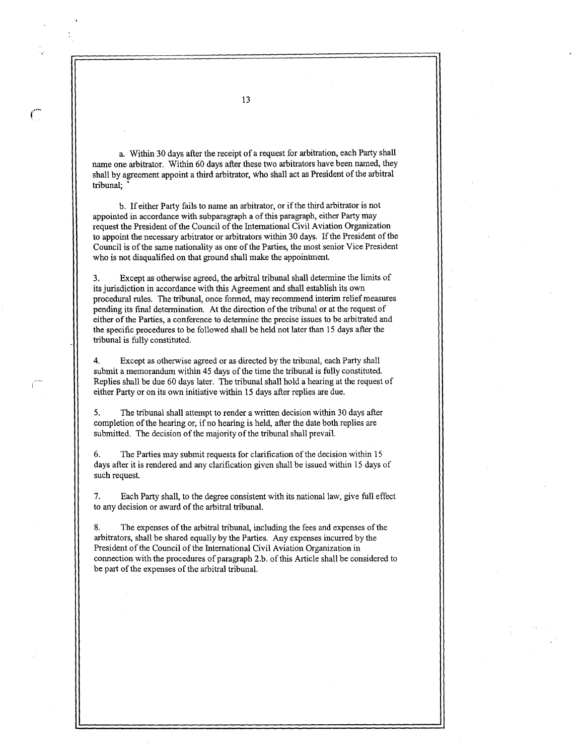a. Within 30 days after the receipt of a request for arbitration, each Party shall name one arbitrator. Within 60 days after these two arbitrators have been named, they shall by agreement appoint a third arbitrator, who shall act as President of the arbitral tribunal;

b. If either Party fails to name an arbitrator, or if the third arbitrator is not appointed in accordance with subparagraph a of this paragraph, either Party may request the President of the Council of the International Civil Aviation Organization to appoint the necessary arbitrator or arbitrators within 30 days. If the President of the Council is of the same nationality as one of the Parties, the most senior Vice President who is not disqualified on that ground shall make the appointment.

3. Except as otherwise agreed, the arbitral tribunal shall determine the limits of its jurisdiction in accordance with this Agreement and shall establish its own procedural rules. The tribunal, once formed, may recommend interim relief measures pending its final determination. At the direction of the tribunal or at the request of either of the Parties, a conference to determine the precise issues to be arbitrated and the specific procedures to be followed shall be held not later than 15 days after the tribunal is fully constituted.

4. Except as otherwise agreed or as directed by the tribunal, each Party shall submit a memorandum within 45 days of the time the tribunal is fully constituted. Replies shall be due 60 days later. The tribunal shall hold a hearing at the request of either Party or on its own initiative within 15 days after replies are due.

5. The tribunal shall attempt to render a written decision within 30 days after completion of the hearing or, if no hearing is held, after the date both replies are submitted. The decision of the majority of the tribunal shall prevail.

6. The Parties may submit requests for clarification of the decision within 15 days after it is rendered and any clarification given shall be issued within 15 days of such request.

7. Each Party shall, to the degree consistent with its national law, give full effect to any decision or award of the arbitral tribunal.

8. The expenses of the arbitral tribunal, including the fees and expenses of the arbitrators, shall be shared equally by the Parties. Any expenses incurred by the President of the Council of the International Civil Aviation Organization in connection with the procedures of paragraph 2.b. of this Article shall be considered to be part of the expenses of the arbitral tribunal.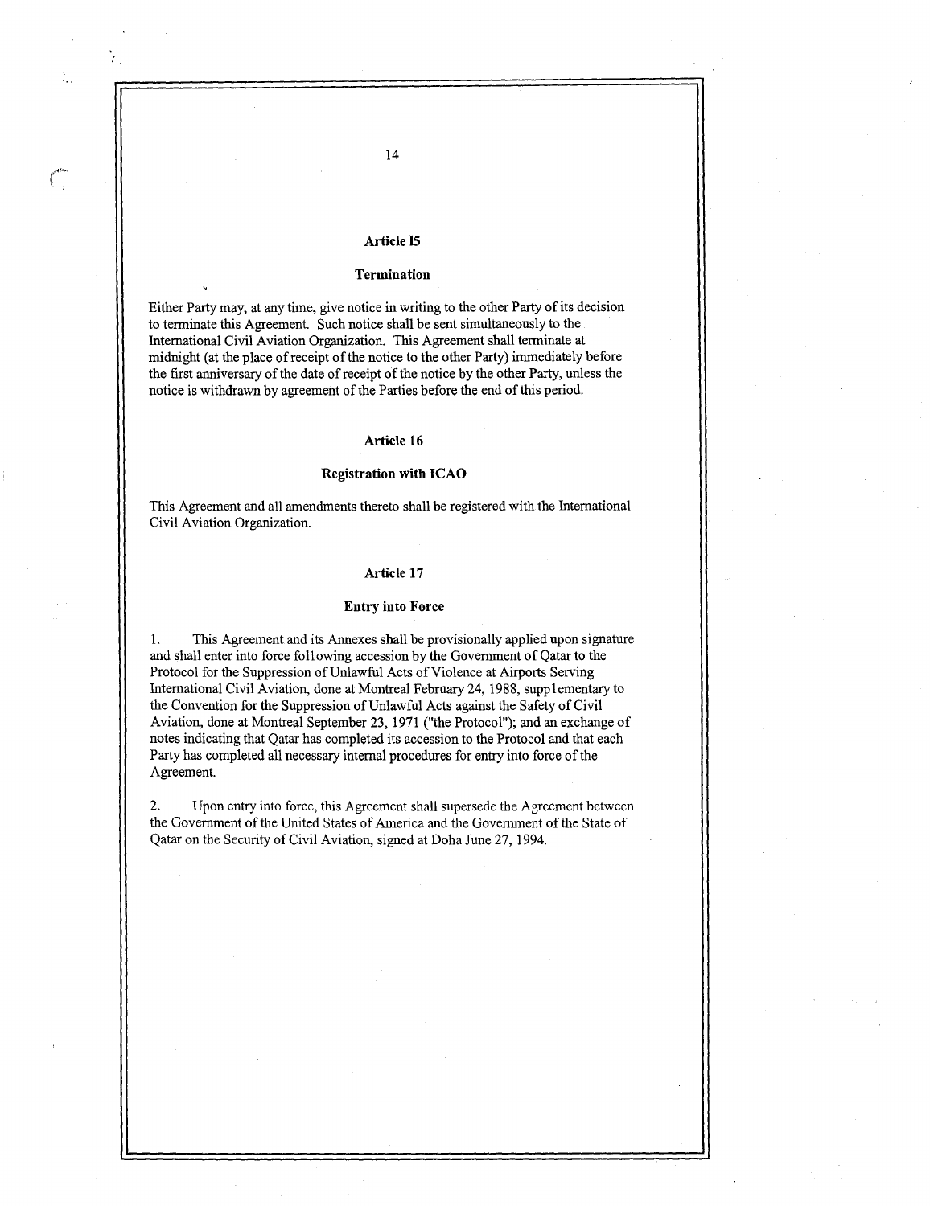## Article 15

### Termination

Either Party may, at any time, give notice in writing to the other Party of its decision to terminate this Agreement. Such notice shall be sent simultaneously to the International Civil Aviation Organization. This Agreement shall terminate at midnight (at the place of receipt of the notice to the other Party) immediately before the first anniversary of the date of receipt of the notice by the other Party, unless the notice is withdrawn by agreement of the Parties before the end of this period.

## Article 16

### Registration with ICAO

This Agreement and all amendments thereto shall be registered with the International Civil Aviation Organization.

## Article 17

### Entry into Force

1. This Agreement and its Annexes shall be provisionally applied upon signature and shall enter into force following accession by the Government of Qatar to the Protocol for the Suppression of Unlawful Acts of Violence at Airports Serving International Civil Aviation, done at Montreal February 24, 1988, supplementary to the Convention for the Suppression of Unlawful Acts against the Safety of Civil Aviation, done at Montreal September 23, 1971 ("the Protocol"); and an exchange of notes indicating that Qatar has completed its accession to the Protocol and that each Party has completed all necessary internal procedures for entry into force of the Agreement.

2. Upon entry into force, this Agreement shall supersede the Agreement between the Government of the United States of America and the Government of the State of Qatar on the Security of Civil Aviation, signed at Doha June 27, 1994.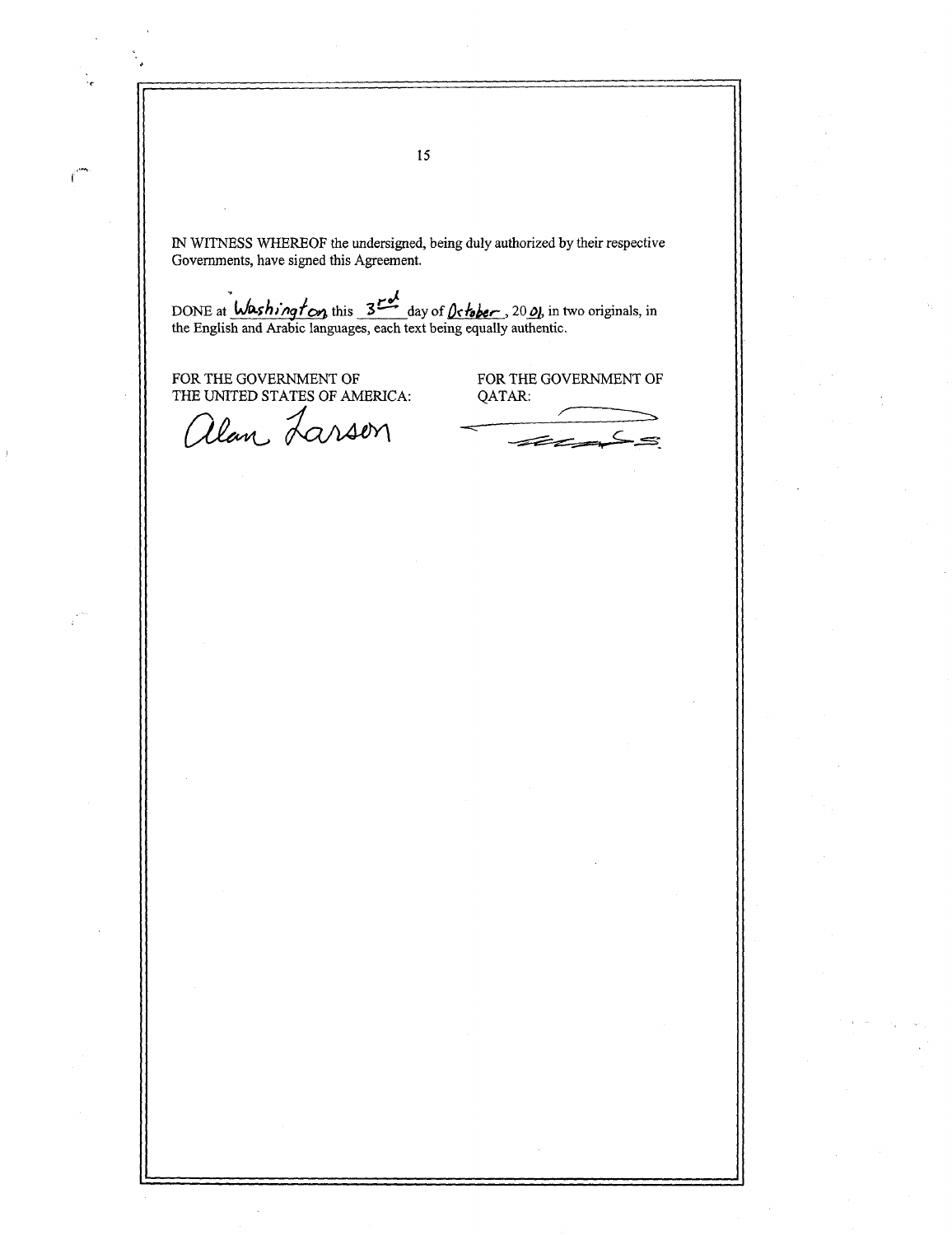IN WITNESS WHEREOF the undersigned, being duly authorized by their respective Governments, have signed this Agreement.

DONE at Washington this 3rd day of October, 2001, in two originals, in the English and Arabic languages, each text being equally authentic.

| FOR THE GOVERNMENT OF THE UNITED STATES OF AMERICA: | FOR THE GOVERNMENT OF QATAR: |
|---|---|
| Alan Larson | [signature] |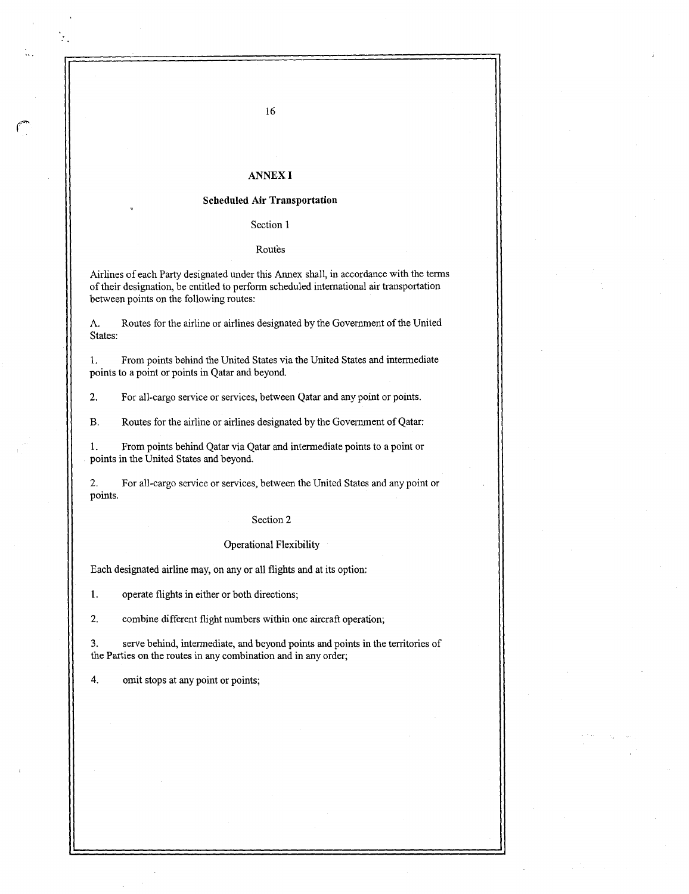# ANNEX I

## Scheduled Air Transportation

### Section 1

### Routes

Airlines of each Party designated under this Annex shall, in accordance with the terms of their designation, be entitled to perform scheduled international air transportation between points on the following routes:

A. Routes for the airline or airlines designated by the Government of the United States:

1. From points behind the United States via the United States and intermediate points to a point or points in Qatar and beyond.

2. For all-cargo service or services, between Qatar and any point or points.

B. Routes for the airline or airlines designated by the Government of Qatar:

1. From points behind Qatar via Qatar and intermediate points to a point or points in the United States and beyond.

2. For all-cargo service or services, between the United States and any point or points.

### Section 2

### Operational Flexibility

Each designated airline may, on any or all flights and at its option:

1. operate flights in either or both directions;

2. combine different flight numbers within one aircraft operation;

3. serve behind, intermediate, and beyond points and points in the territories of the Parties on the routes in any combination and in any order;

4. omit stops at any point or points;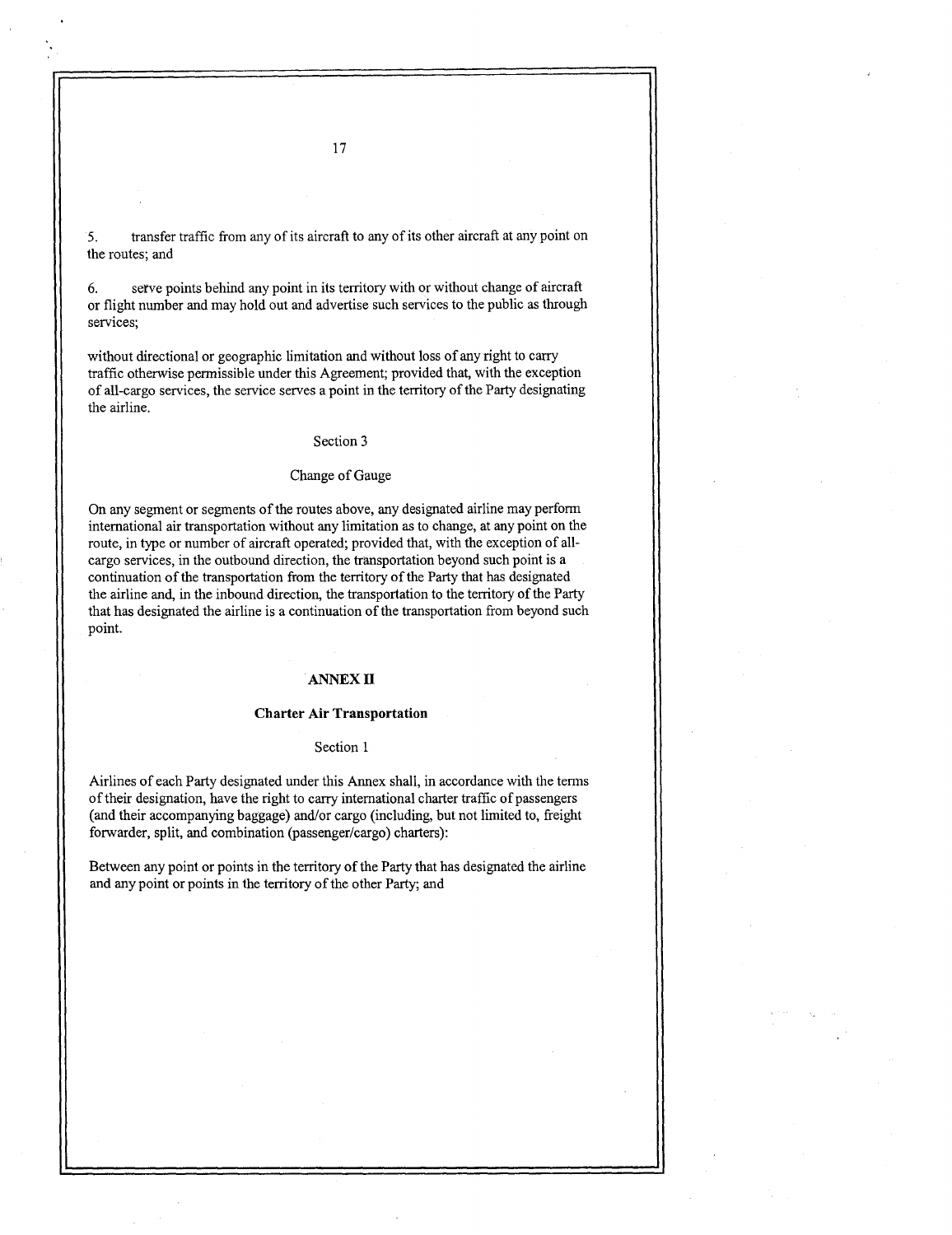5. transfer traffic from any of its aircraft to any of its other aircraft at any point on the routes; and

6. serve points behind any point in its territory with or without change of aircraft or flight number and may hold out and advertise such services to the public as through services;

without directional or geographic limitation and without loss of any right to carry traffic otherwise permissible under this Agreement; provided that, with the exception of all-cargo services, the service serves a point in the territory of the Party designating the airline.

Section 3

Change of Gauge

On any segment or segments of the routes above, any designated airline may perform international air transportation without any limitation as to change, at any point on the route, in type or number of aircraft operated; provided that, with the exception of all-cargo services, in the outbound direction, the transportation beyond such point is a continuation of the transportation from the territory of the Party that has designated the airline and, in the inbound direction, the transportation to the territory of the Party that has designated the airline is a continuation of the transportation from beyond such point.

## ANNEX II

### Charter Air Transportation

Section 1

Airlines of each Party designated under this Annex shall, in accordance with the terms of their designation, have the right to carry international charter traffic of passengers (and their accompanying baggage) and/or cargo (including, but not limited to, freight forwarder, split, and combination (passenger/cargo) charters):

Between any point or points in the territory of the Party that has designated the airline and any point or points in the territory of the other Party; and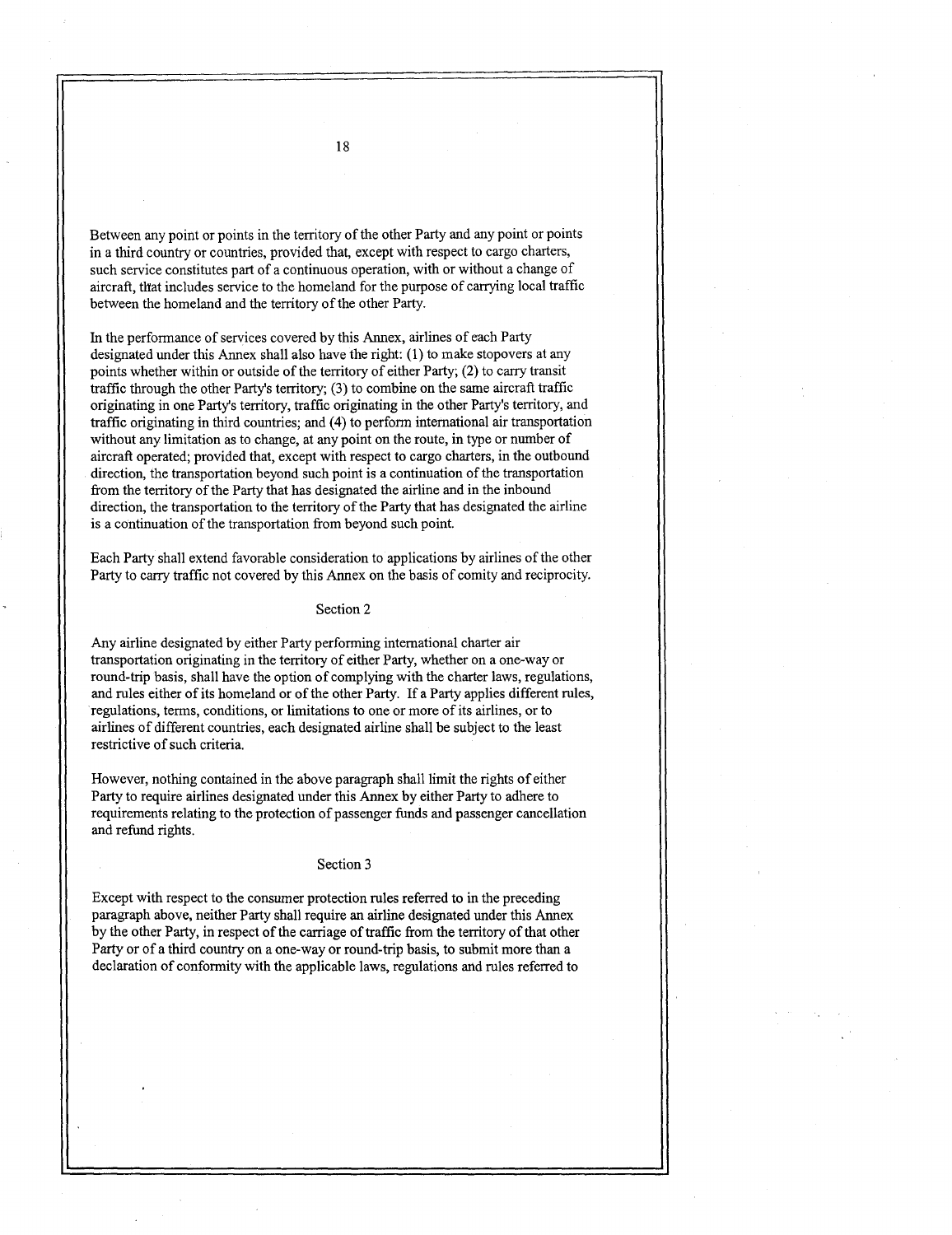Between any point or points in the territory of the other Party and any point or points in a third country or countries, provided that, except with respect to cargo charters, such service constitutes part of a continuous operation, with or without a change of aircraft, that includes service to the homeland for the purpose of carrying local traffic between the homeland and the territory of the other Party.

In the performance of services covered by this Annex, airlines of each Party designated under this Annex shall also have the right: (1) to make stopovers at any points whether within or outside of the territory of either Party; (2) to carry transit traffic through the other Party's territory; (3) to combine on the same aircraft traffic originating in one Party's territory, traffic originating in the other Party's territory, and traffic originating in third countries; and (4) to perform international air transportation without any limitation as to change, at any point on the route, in type or number of aircraft operated; provided that, except with respect to cargo charters, in the outbound direction, the transportation beyond such point is a continuation of the transportation from the territory of the Party that has designated the airline and in the inbound direction, the transportation to the territory of the Party that has designated the airline is a continuation of the transportation from beyond such point.

Each Party shall extend favorable consideration to applications by airlines of the other Party to carry traffic not covered by this Annex on the basis of comity and reciprocity.

## Section 2

Any airline designated by either Party performing international charter air transportation originating in the territory of either Party, whether on a one-way or round-trip basis, shall have the option of complying with the charter laws, regulations, and rules either of its homeland or of the other Party. If a Party applies different rules, regulations, terms, conditions, or limitations to one or more of its airlines, or to airlines of different countries, each designated airline shall be subject to the least restrictive of such criteria.

However, nothing contained in the above paragraph shall limit the rights of either Party to require airlines designated under this Annex by either Party to adhere to requirements relating to the protection of passenger funds and passenger cancellation and refund rights.

## Section 3

Except with respect to the consumer protection rules referred to in the preceding paragraph above, neither Party shall require an airline designated under this Annex by the other Party, in respect of the carriage of traffic from the territory of that other Party or of a third country on a one-way or round-trip basis, to submit more than a declaration of conformity with the applicable laws, regulations and rules referred to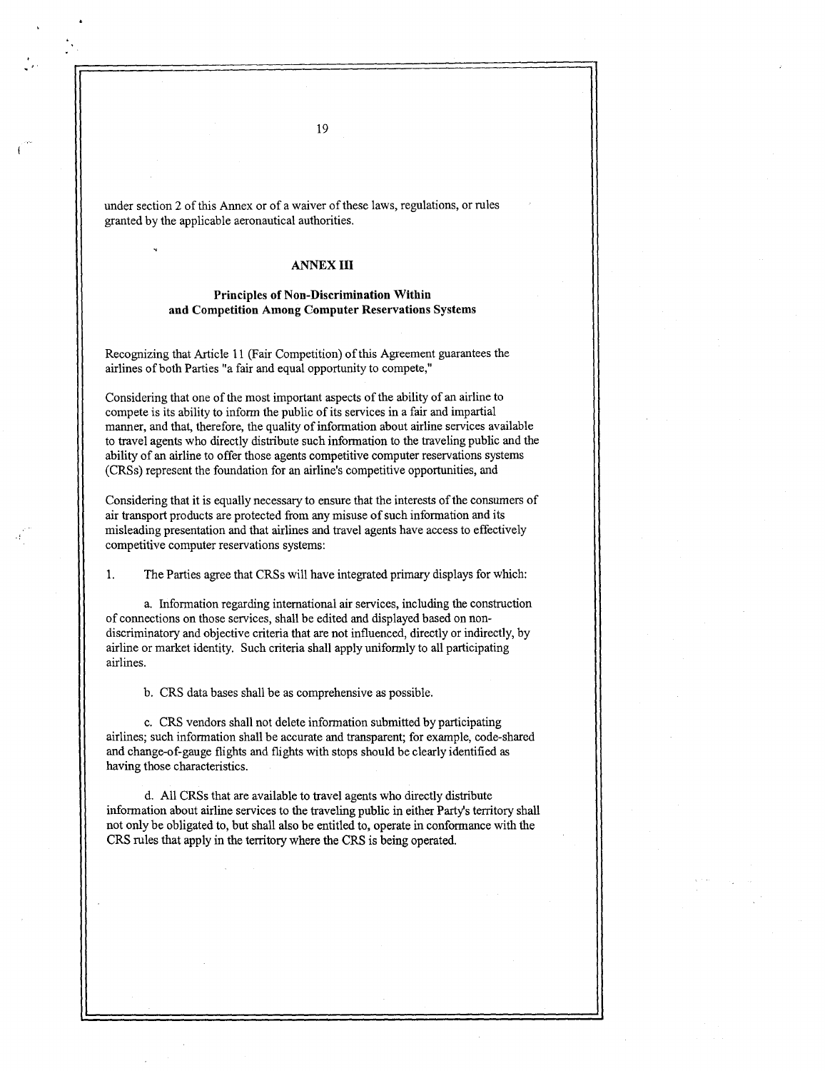under section 2 of this Annex or of a waiver of these laws, regulations, or rules granted by the applicable aeronautical authorities.

## ANNEX III

### Principles of Non-Discrimination Within and Competition Among Computer Reservations Systems

Recognizing that Article 11 (Fair Competition) of this Agreement guarantees the airlines of both Parties "a fair and equal opportunity to compete,"

Considering that one of the most important aspects of the ability of an airline to compete is its ability to inform the public of its services in a fair and impartial manner, and that, therefore, the quality of information about airline services available to travel agents who directly distribute such information to the traveling public and the ability of an airline to offer those agents competitive computer reservations systems (CRSs) represent the foundation for an airline's competitive opportunities, and

Considering that it is equally necessary to ensure that the interests of the consumers of air transport products are protected from any misuse of such information and its misleading presentation and that airlines and travel agents have access to effectively competitive computer reservations systems:

1. The Parties agree that CRSs will have integrated primary displays for which:

   a. Information regarding international air services, including the construction of connections on those services, shall be edited and displayed based on non-discriminatory and objective criteria that are not influenced, directly or indirectly, by airline or market identity. Such criteria shall apply uniformly to all participating airlines.

   b. CRS data bases shall be as comprehensive as possible.

   c. CRS vendors shall not delete information submitted by participating airlines; such information shall be accurate and transparent; for example, code-shared and change-of-gauge flights and flights with stops should be clearly identified as having those characteristics.

   d. All CRSs that are available to travel agents who directly distribute information about airline services to the traveling public in either Party's territory shall not only be obligated to, but shall also be entitled to, operate in conformance with the CRS rules that apply in the territory where the CRS is being operated.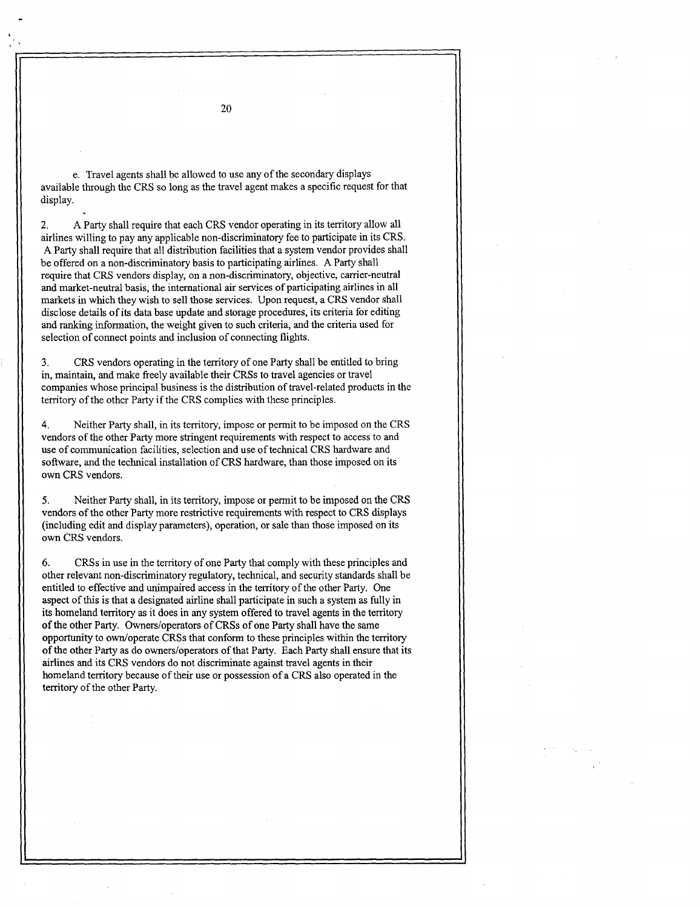e. Travel agents shall be allowed to use any of the secondary displays available through the CRS so long as the travel agent makes a specific request for that display.

2. A Party shall require that each CRS vendor operating in its territory allow all airlines willing to pay any applicable non-discriminatory fee to participate in its CRS. A Party shall require that all distribution facilities that a system vendor provides shall be offered on a non-discriminatory basis to participating airlines. A Party shall require that CRS vendors display, on a non-discriminatory, objective, carrier-neutral and market-neutral basis, the international air services of participating airlines in all markets in which they wish to sell those services. Upon request, a CRS vendor shall disclose details of its data base update and storage procedures, its criteria for editing and ranking information, the weight given to such criteria, and the criteria used for selection of connect points and inclusion of connecting flights.

3. CRS vendors operating in the territory of one Party shall be entitled to bring in, maintain, and make freely available their CRSs to travel agencies or travel companies whose principal business is the distribution of travel-related products in the territory of the other Party if the CRS complies with these principles.

4. Neither Party shall, in its territory, impose or permit to be imposed on the CRS vendors of the other Party more stringent requirements with respect to access to and use of communication facilities, selection and use of technical CRS hardware and software, and the technical installation of CRS hardware, than those imposed on its own CRS vendors.

5. Neither Party shall, in its territory, impose or permit to be imposed on the CRS vendors of the other Party more restrictive requirements with respect to CRS displays (including edit and display parameters), operation, or sale than those imposed on its own CRS vendors.

6. CRSs in use in the territory of one Party that comply with these principles and other relevant non-discriminatory regulatory, technical, and security standards shall be entitled to effective and unimpaired access in the territory of the other Party. One aspect of this is that a designated airline shall participate in such a system as fully in its homeland territory as it does in any system offered to travel agents in the territory of the other Party. Owners/operators of CRSs of one Party shall have the same opportunity to own/operate CRSs that conform to these principles within the territory of the other Party as do owners/operators of that Party. Each Party shall ensure that its airlines and its CRS vendors do not discriminate against travel agents in their homeland territory because of their use or possession of a CRS also operated in the territory of the other Party.